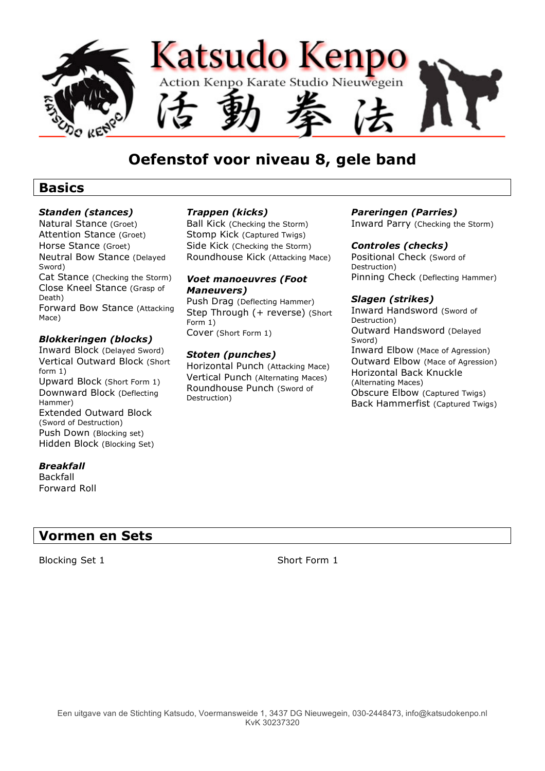# Katsudo Kenpo

Action Kenpo Karate Studio Nieuwegein

活動拳法

## Oefenstof voor niveau 8, gele band

## Basics

### *Standen (stances)*

Natural Stance (Groet)
Attention Stance (Groet)
Horse Stance (Groet)
Neutral Bow Stance (Delayed Sword)
Cat Stance (Checking the Storm)
Close Kneel Stance (Grasp of Death)
Forward Bow Stance (Attacking Mace)

### *Blokkeringen (blocks)*

Inward Block (Delayed Sword)
Vertical Outward Block (Short form 1)
Upward Block (Short Form 1)
Downward Block (Deflecting Hammer)
Extended Outward Block (Sword of Destruction)
Push Down (Blocking set)
Hidden Block (Blocking Set)

### *Breakfall*

Backfall
Forward Roll

### *Trappen (kicks)*

Ball Kick (Checking the Storm)
Stomp Kick (Captured Twigs)
Side Kick (Checking the Storm)
Roundhouse Kick (Attacking Mace)

### *Voet manoeuvres (Foot Maneuvers)*

Push Drag (Deflecting Hammer)
Step Through (+ reverse) (Short Form 1)
Cover (Short Form 1)

### *Stoten (punches)*

Horizontal Punch (Attacking Mace)
Vertical Punch (Alternating Maces)
Roundhouse Punch (Sword of Destruction)

### *Pareringen (Parries)*

Inward Parry (Checking the Storm)

### *Controles (checks)*

Positional Check (Sword of Destruction)
Pinning Check (Deflecting Hammer)

### *Slagen (strikes)*

Inward Handsword (Sword of Destruction)
Outward Handsword (Delayed Sword)
Inward Elbow (Mace of Agression)
Outward Elbow (Mace of Agression)
Horizontal Back Knuckle (Alternating Maces)
Obscure Elbow (Captured Twigs)
Back Hammerfist (Captured Twigs)

## Vormen en Sets

Blocking Set 1

Short Form 1

Een uitgave van de Stichting Katsudo, Voermansweide 1, 3437 DG Nieuwegein, 030-2448473, info@katsudokenpo.nl
KvK 30237320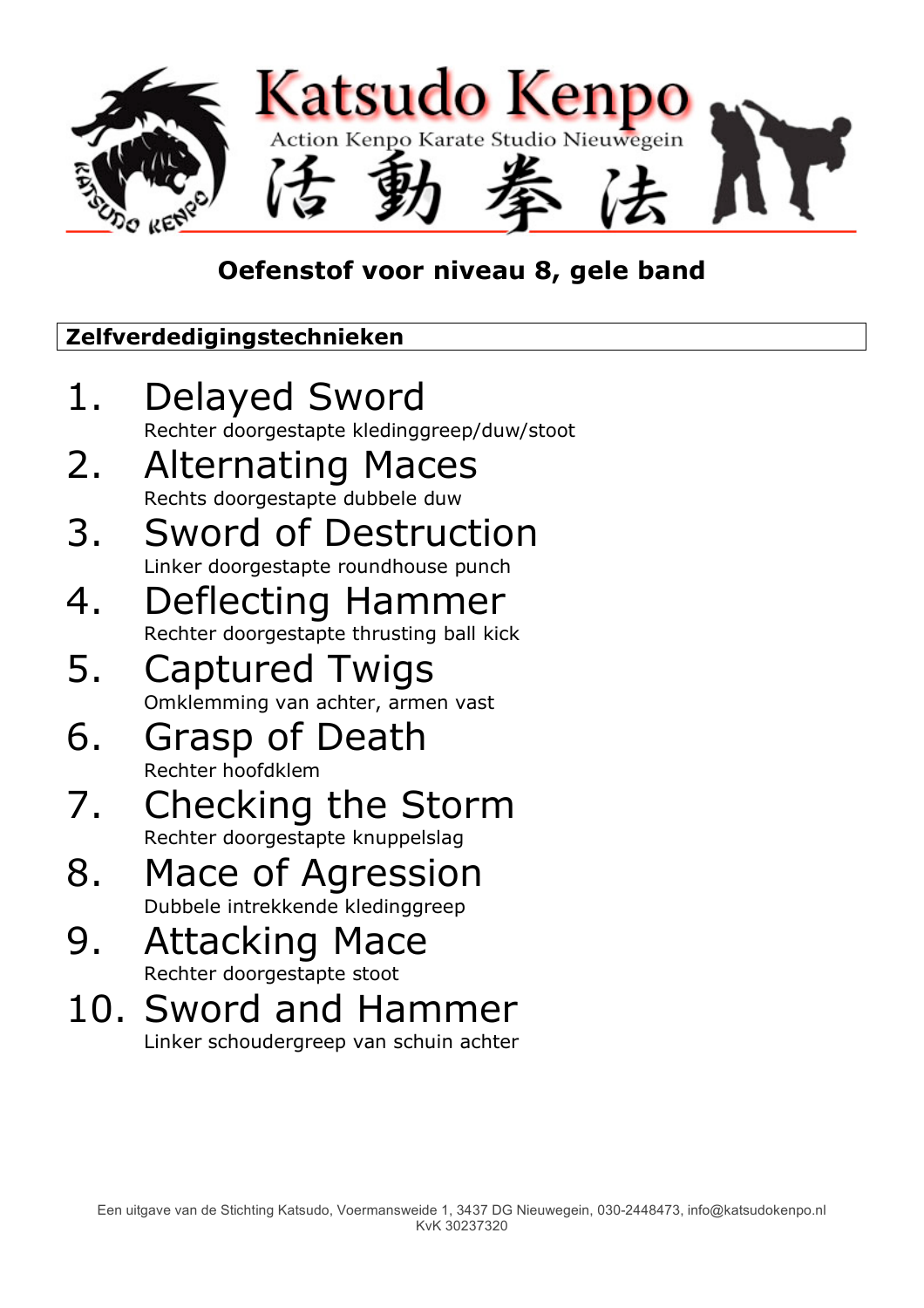# Katsudo Kenpo

Action Kenpo Karate Studio Nieuwegein

活動拳法

## Oefenstof voor niveau 8, gele band

### Zelfverdedigingstechnieken

1. Delayed Sword
   Rechter doorgestapte kledinggreep/duw/stoot
2. Alternating Maces
   Rechts doorgestapte dubbele duw
3. Sword of Destruction
   Linker doorgestapte roundhouse punch
4. Deflecting Hammer
   Rechter doorgestapte thrusting ball kick
5. Captured Twigs
   Omklemming van achter, armen vast
6. Grasp of Death
   Rechter hoofdklem
7. Checking the Storm
   Rechter doorgestapte knuppelslag
8. Mace of Agression
   Dubbele intrekkende kledinggreep
9. Attacking Mace
   Rechter doorgestapte stoot
10. Sword and Hammer
    Linker schoudergreep van schuin achter

Een uitgave van de Stichting Katsudo, Voermansweide 1, 3437 DG Nieuwegein, 030-2448473, info@katsudokenpo.nl
KvK 30237320